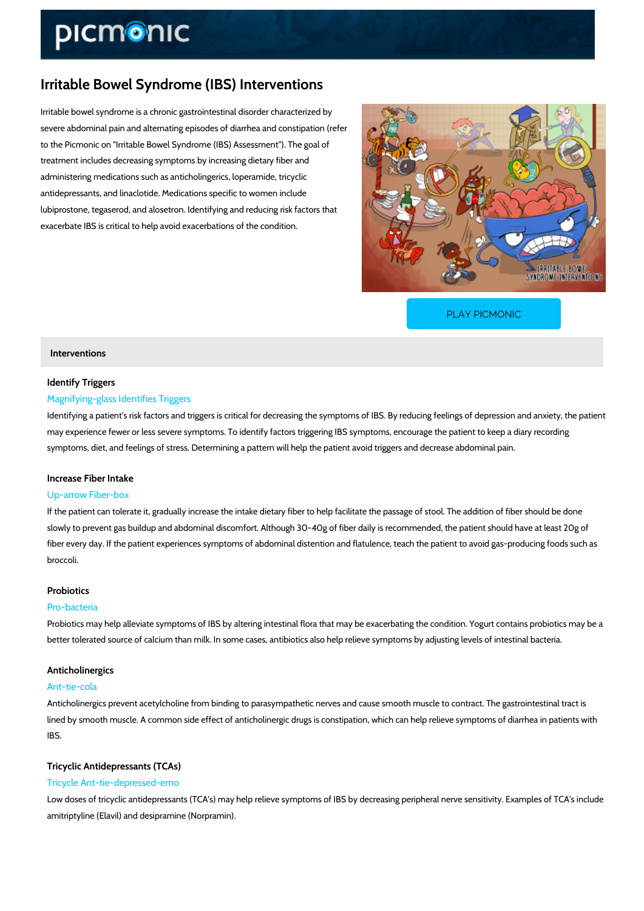# Irritable Bowel Syndrome (IBS) Interventions

Irritable bowel syndrome is a chronic gastrointestinal disorder characterized by severe abdominal pain and alternating episodes of diarrhea and constipation (refer to the Picmonic on "Irritable Bowel Syndrome (IBS) Assessment"). The goal of treatment includes decreasing symptoms by increasing dietary fiber and administering medications such as anticholingerics, loperamide, tricyclic antidepressants, and linaclotide. Medications specific to women include lubiprostone, tegaserod, and alosetron. Identifying and reducing risk factors that exacerbate IBS is critical to help avoid exacerbations of the condition.

PLAY PICMONIC

## Interventions

### Identify Triggers

Magnifying-glass Identifies Triggers

Identifying a patient's risk factors and triggers is critical for decreasing the symptoms of IBS. By reducing feelings of depression and anxiety, the patient may experience fewer or less severe symptoms. To identify factors triggering IBS symptoms, encourage the patient to keep a diary recording symptoms, diet, and feelings of stress. Determining a pattern will help the patient avoid triggers and decrease abdominal pain.

### Increase Fiber Intake

Up-arrow Fiber-box

If the patient can tolerate it, gradually increase the intake dietary fiber to help facilitate the passage of stool. The addition of fiber should be done slowly to prevent gas buildup and abdominal discomfort. Although 30-40g of fiber daily is recommended, the patient should have at least 20g of fiber every day. If the patient experiences symptoms of abdominal distention and flatulence, teach the patient to avoid gas-producing foods such as broccoli.

### Probiotics

Pro-bacteria

Probiotics may help alleviate symptoms of IBS by altering intestinal flora that may be exacerbating the condition. Yogurt contains probiotics may be a better tolerated source of calcium than milk. In some cases, antibiotics also help relieve symptoms by adjusting levels of intestinal bacteria.

### Anticholinergics

Ant-tie-cola

Anticholinergics prevent acetylcholine from binding to parasympathetic nerves and cause smooth muscle to contract. The gastrointestinal tract is lined by smooth muscle. A common side effect of anticholinergic drugs is constipation, which can help relieve symptoms of diarrhea in patients with IBS.

### Tricyclic Antidepressants (TCAs)

Tricycle Ant-tie-depressed-emo

Low doses of tricyclic antidepressants (TCA's) may help relieve symptoms of IBS by decreasing peripheral nerve sensitivity. Examples of TCA's include amitriptyline (Elavil) and desipramine (Norpramin).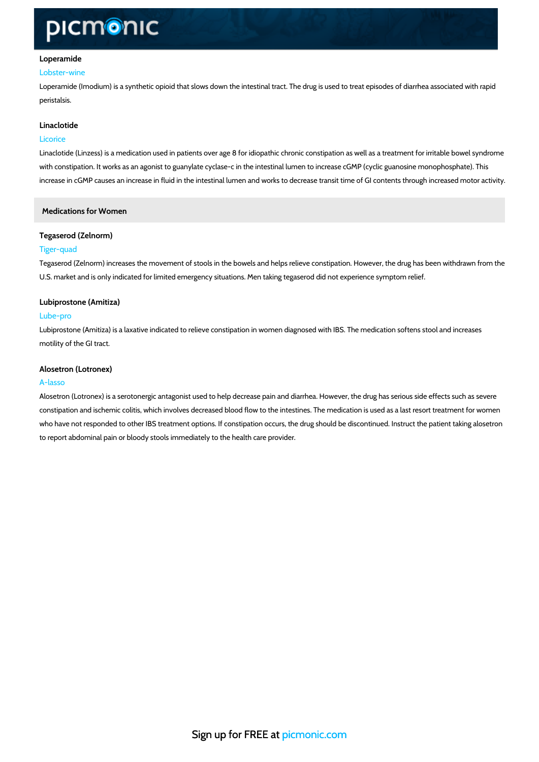### Loperamide

Lobster-wine

Loperamide (Imodium) is a synthetic opioid that slows down the intestinal tract. The drug is used to treat episodes of diarrhea associated with rapid peristalsis.

### Linaclotide

Licorice

Linaclotide (Linzess) is a medication used in patients over age 8 for idiopathic chronic constipation as well as a treatment for irritable bowel syndrome with constipation. It works as an agonist to guanylate cyclase-c in the intestinal lumen to increase cGMP (cyclic guanosine monophosphate). This increase in cGMP causes an increase in fluid in the intestinal lumen and works to decrease transit time of GI contents through increased motor activity.

## Medications for Women

### Tegaserod (Zelnorm)

Tiger-quad

Tegaserod (Zelnorm) increases the movement of stools in the bowels and helps relieve constipation. However, the drug has been withdrawn from the U.S. market and is only indicated for limited emergency situations. Men taking tegaserod did not experience symptom relief.

### Lubiprostone (Amitiza)

Lube-pro

Lubiprostone (Amitiza) is a laxative indicated to relieve constipation in women diagnosed with IBS. The medication softens stool and increases motility of the GI tract.

### Alosetron (Lotronex)

A-lasso

Alosetron (Lotronex) is a serotonergic antagonist used to help decrease pain and diarrhea. However, the drug has serious side effects such as severe constipation and ischemic colitis, which involves decreased blood flow to the intestines. The medication is used as a last resort treatment for women who have not responded to other IBS treatment options. If constipation occurs, the drug should be discontinued. Instruct the patient taking alosetron to report abdominal pain or bloody stools immediately to the health care provider.